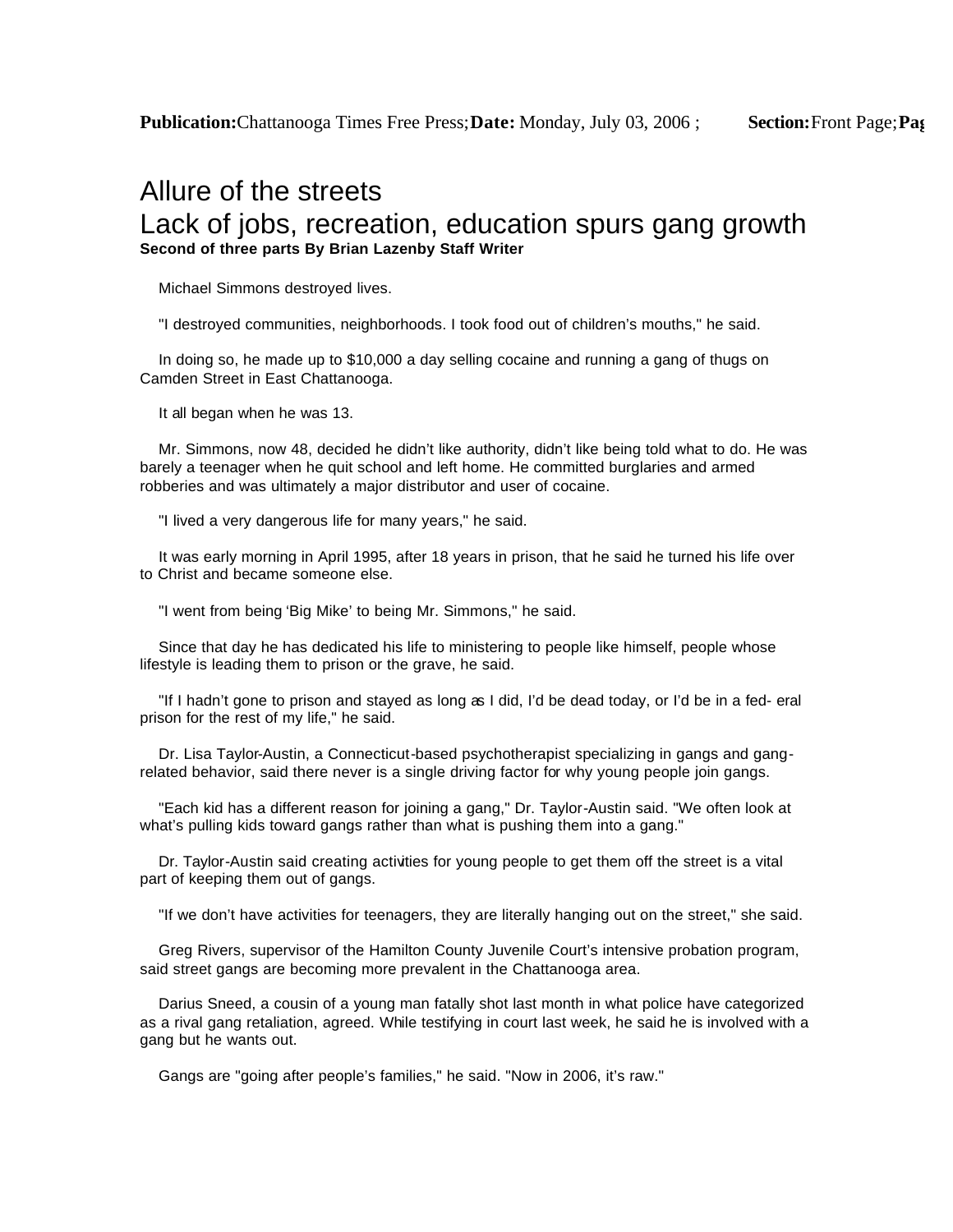**Publication:** Chattanooga Times Free Press; **Date:** Monday, July 03, 2006 ; **Section:** Front Page; **Pag**

# Allure of the streets
# Lack of jobs, recreation, education spurs gang growth

**Second of three parts By Brian Lazenby Staff Writer**

Michael Simmons destroyed lives.

"I destroyed communities, neighborhoods. I took food out of children's mouths," he said.

In doing so, he made up to $10,000 a day selling cocaine and running a gang of thugs on Camden Street in East Chattanooga.

It all began when he was 13.

Mr. Simmons, now 48, decided he didn't like authority, didn't like being told what to do. He was barely a teenager when he quit school and left home. He committed burglaries and armed robberies and was ultimately a major distributor and user of cocaine.

"I lived a very dangerous life for many years," he said.

It was early morning in April 1995, after 18 years in prison, that he said he turned his life over to Christ and became someone else.

"I went from being 'Big Mike' to being Mr. Simmons," he said.

Since that day he has dedicated his life to ministering to people like himself, people whose lifestyle is leading them to prison or the grave, he said.

"If I hadn't gone to prison and stayed as long as I did, I'd be dead today, or I'd be in a fed- eral prison for the rest of my life," he said.

Dr. Lisa Taylor-Austin, a Connecticut-based psychotherapist specializing in gangs and gang-related behavior, said there never is a single driving factor for why young people join gangs.

"Each kid has a different reason for joining a gang," Dr. Taylor-Austin said. "We often look at what's pulling kids toward gangs rather than what is pushing them into a gang."

Dr. Taylor-Austin said creating activities for young people to get them off the street is a vital part of keeping them out of gangs.

"If we don't have activities for teenagers, they are literally hanging out on the street," she said.

Greg Rivers, supervisor of the Hamilton County Juvenile Court's intensive probation program, said street gangs are becoming more prevalent in the Chattanooga area.

Darius Sneed, a cousin of a young man fatally shot last month in what police have categorized as a rival gang retaliation, agreed. While testifying in court last week, he said he is involved with a gang but he wants out.

Gangs are "going after people's families," he said. "Now in 2006, it's raw."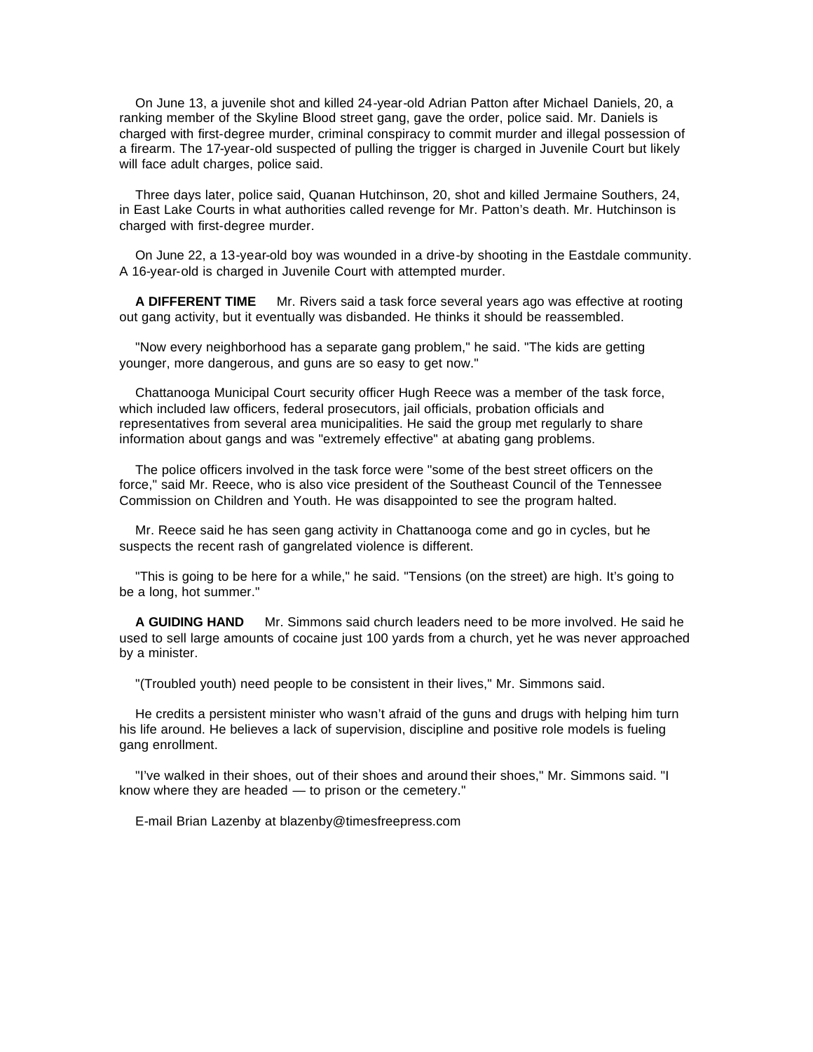On June 13, a juvenile shot and killed 24-year-old Adrian Patton after Michael Daniels, 20, a ranking member of the Skyline Blood street gang, gave the order, police said. Mr. Daniels is charged with first-degree murder, criminal conspiracy to commit murder and illegal possession of a firearm. The 17-year-old suspected of pulling the trigger is charged in Juvenile Court but likely will face adult charges, police said.

Three days later, police said, Quanan Hutchinson, 20, shot and killed Jermaine Southers, 24, in East Lake Courts in what authorities called revenge for Mr. Patton's death. Mr. Hutchinson is charged with first-degree murder.

On June 22, a 13-year-old boy was wounded in a drive-by shooting in the Eastdale community. A 16-year-old is charged in Juvenile Court with attempted murder.

**A DIFFERENT TIME** Mr. Rivers said a task force several years ago was effective at rooting out gang activity, but it eventually was disbanded. He thinks it should be reassembled.

"Now every neighborhood has a separate gang problem," he said. "The kids are getting younger, more dangerous, and guns are so easy to get now."

Chattanooga Municipal Court security officer Hugh Reece was a member of the task force, which included law officers, federal prosecutors, jail officials, probation officials and representatives from several area municipalities. He said the group met regularly to share information about gangs and was "extremely effective" at abating gang problems.

The police officers involved in the task force were "some of the best street officers on the force," said Mr. Reece, who is also vice president of the Southeast Council of the Tennessee Commission on Children and Youth. He was disappointed to see the program halted.

Mr. Reece said he has seen gang activity in Chattanooga come and go in cycles, but he suspects the recent rash of gangrelated violence is different.

"This is going to be here for a while," he said. "Tensions (on the street) are high. It's going to be a long, hot summer."

**A GUIDING HAND** Mr. Simmons said church leaders need to be more involved. He said he used to sell large amounts of cocaine just 100 yards from a church, yet he was never approached by a minister.

"(Troubled youth) need people to be consistent in their lives," Mr. Simmons said.

He credits a persistent minister who wasn't afraid of the guns and drugs with helping him turn his life around. He believes a lack of supervision, discipline and positive role models is fueling gang enrollment.

"I've walked in their shoes, out of their shoes and around their shoes," Mr. Simmons said. "I know where they are headed — to prison or the cemetery."

E-mail Brian Lazenby at blazenby@timesfreepress.com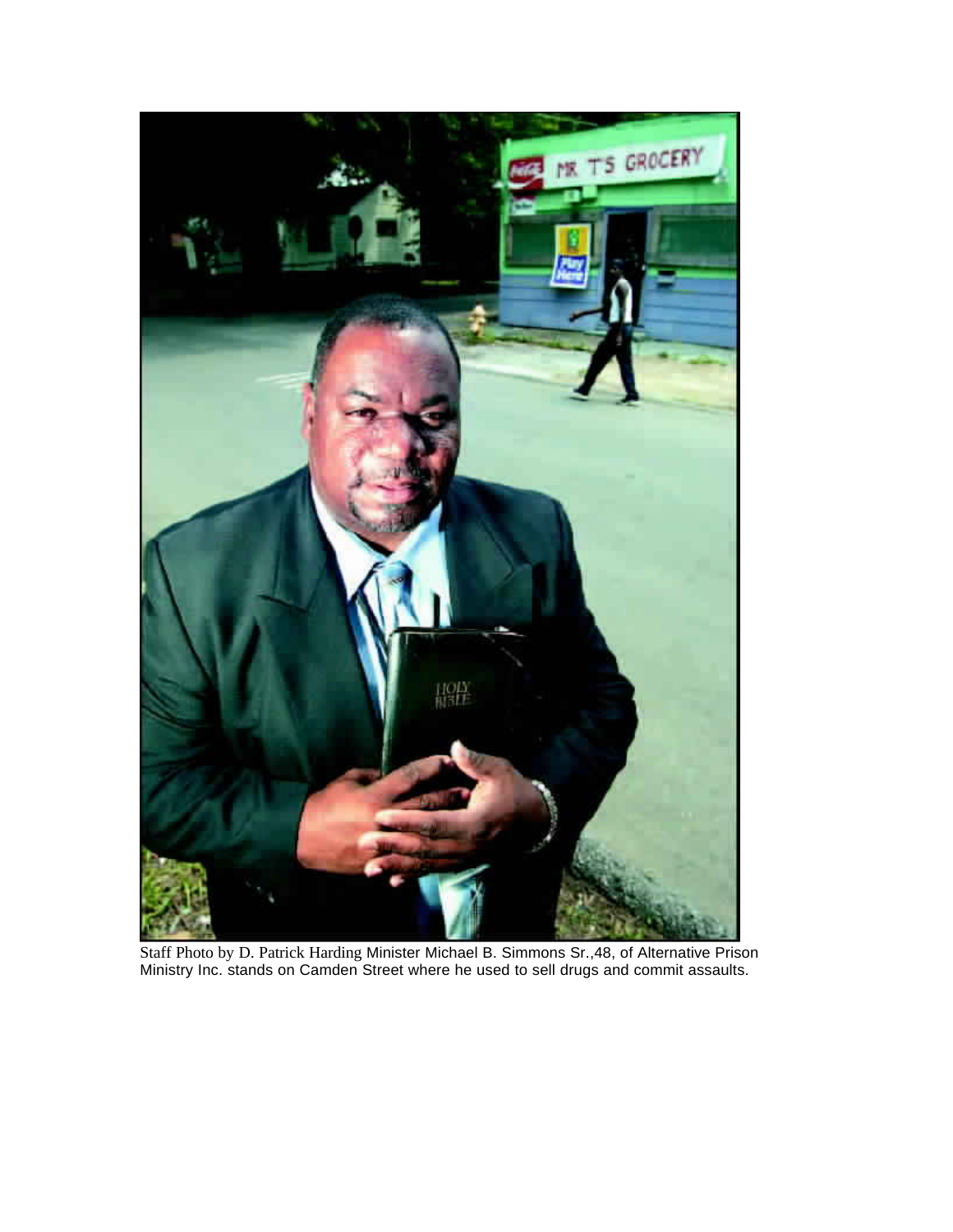Staff Photo by D. Patrick Harding Minister Michael B. Simmons Sr.,48, of Alternative Prison Ministry Inc. stands on Camden Street where he used to sell drugs and commit assaults.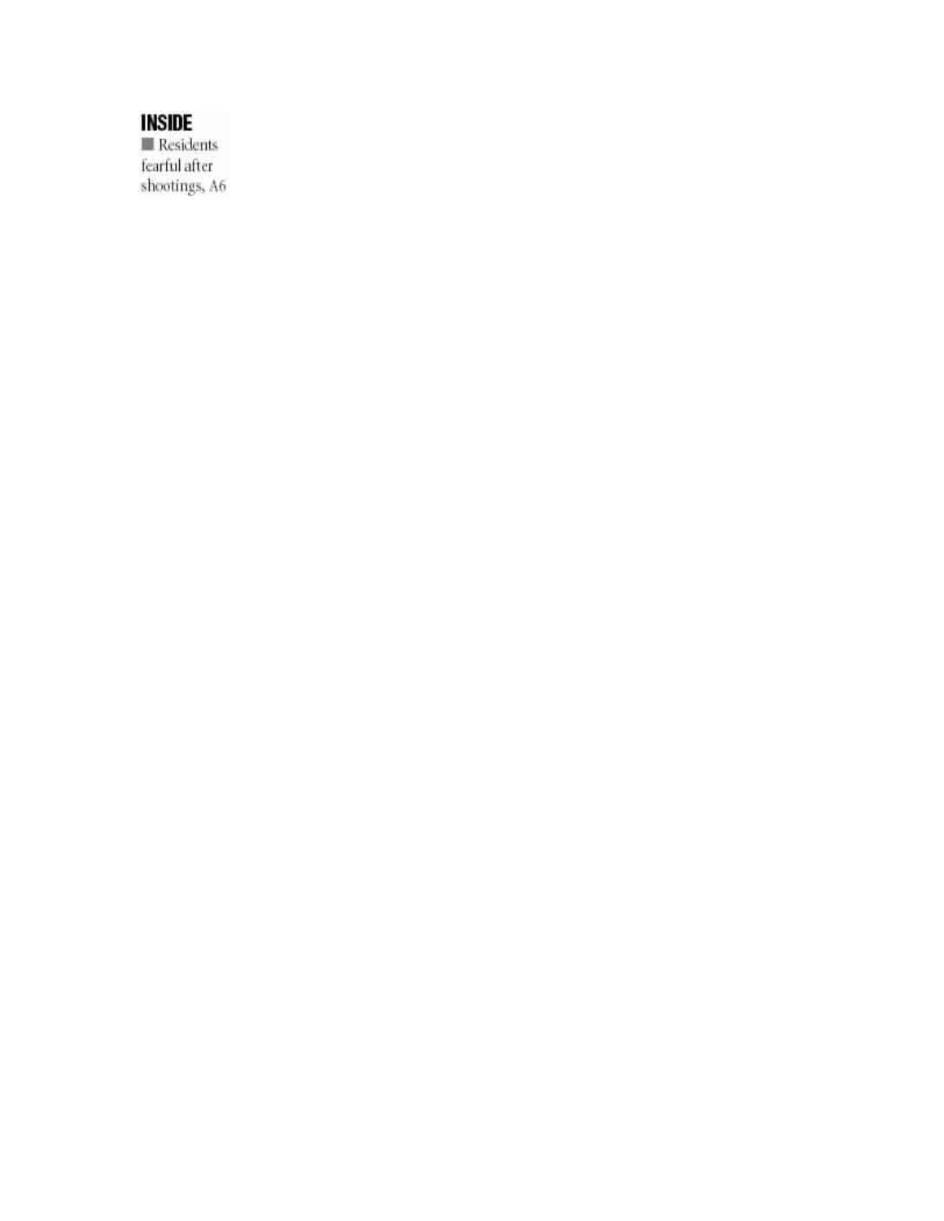**INSIDE**

■ Residents fearful after shootings, A6